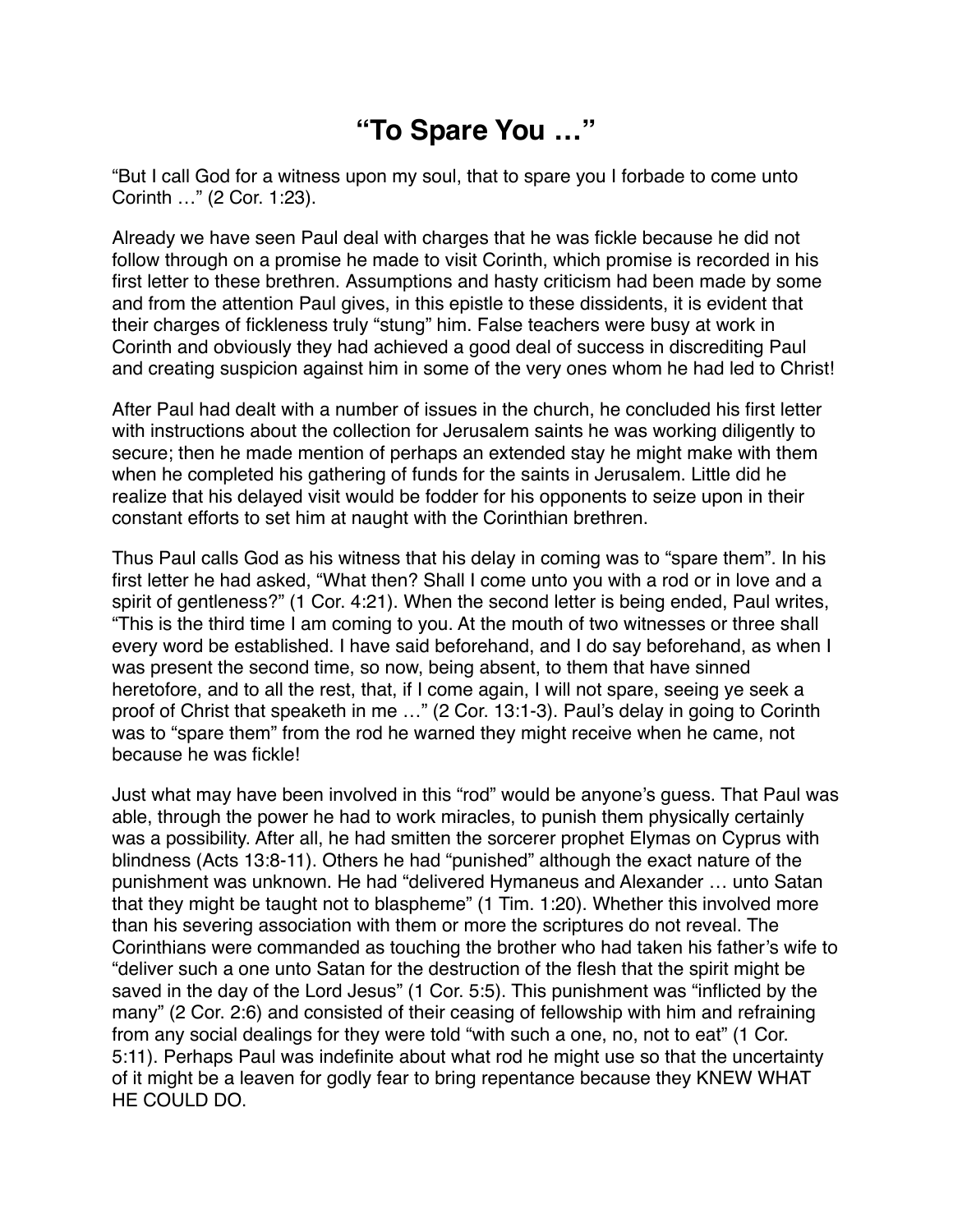# “To Spare You …”

“But I call God for a witness upon my soul, that to spare you I forbade to come unto Corinth …” (2 Cor. 1:23).

Already we have seen Paul deal with charges that he was fickle because he did not follow through on a promise he made to visit Corinth, which promise is recorded in his first letter to these brethren. Assumptions and hasty criticism had been made by some and from the attention Paul gives, in this epistle to these dissidents, it is evident that their charges of fickleness truly “stung” him. False teachers were busy at work in Corinth and obviously they had achieved a good deal of success in discrediting Paul and creating suspicion against him in some of the very ones whom he had led to Christ!

After Paul had dealt with a number of issues in the church, he concluded his first letter with instructions about the collection for Jerusalem saints he was working diligently to secure; then he made mention of perhaps an extended stay he might make with them when he completed his gathering of funds for the saints in Jerusalem. Little did he realize that his delayed visit would be fodder for his opponents to seize upon in their constant efforts to set him at naught with the Corinthian brethren.

Thus Paul calls God as his witness that his delay in coming was to “spare them”. In his first letter he had asked, “What then? Shall I come unto you with a rod or in love and a spirit of gentleness?” (1 Cor. 4:21). When the second letter is being ended, Paul writes, “This is the third time I am coming to you. At the mouth of two witnesses or three shall every word be established. I have said beforehand, and I do say beforehand, as when I was present the second time, so now, being absent, to them that have sinned heretofore, and to all the rest, that, if I come again, I will not spare, seeing ye seek a proof of Christ that speaketh in me …” (2 Cor. 13:1-3). Paul’s delay in going to Corinth was to “spare them” from the rod he warned they might receive when he came, not because he was fickle!

Just what may have been involved in this “rod” would be anyone’s guess. That Paul was able, through the power he had to work miracles, to punish them physically certainly was a possibility. After all, he had smitten the sorcerer prophet Elymas on Cyprus with blindness (Acts 13:8-11). Others he had “punished” although the exact nature of the punishment was unknown. He had “delivered Hymaneus and Alexander … unto Satan that they might be taught not to blaspheme” (1 Tim. 1:20). Whether this involved more than his severing association with them or more the scriptures do not reveal. The Corinthians were commanded as touching the brother who had taken his father’s wife to “deliver such a one unto Satan for the destruction of the flesh that the spirit might be saved in the day of the Lord Jesus” (1 Cor. 5:5). This punishment was “inflicted by the many” (2 Cor. 2:6) and consisted of their ceasing of fellowship with him and refraining from any social dealings for they were told “with such a one, no, not to eat” (1 Cor. 5:11). Perhaps Paul was indefinite about what rod he might use so that the uncertainty of it might be a leaven for godly fear to bring repentance because they KNEW WHAT HE COULD DO.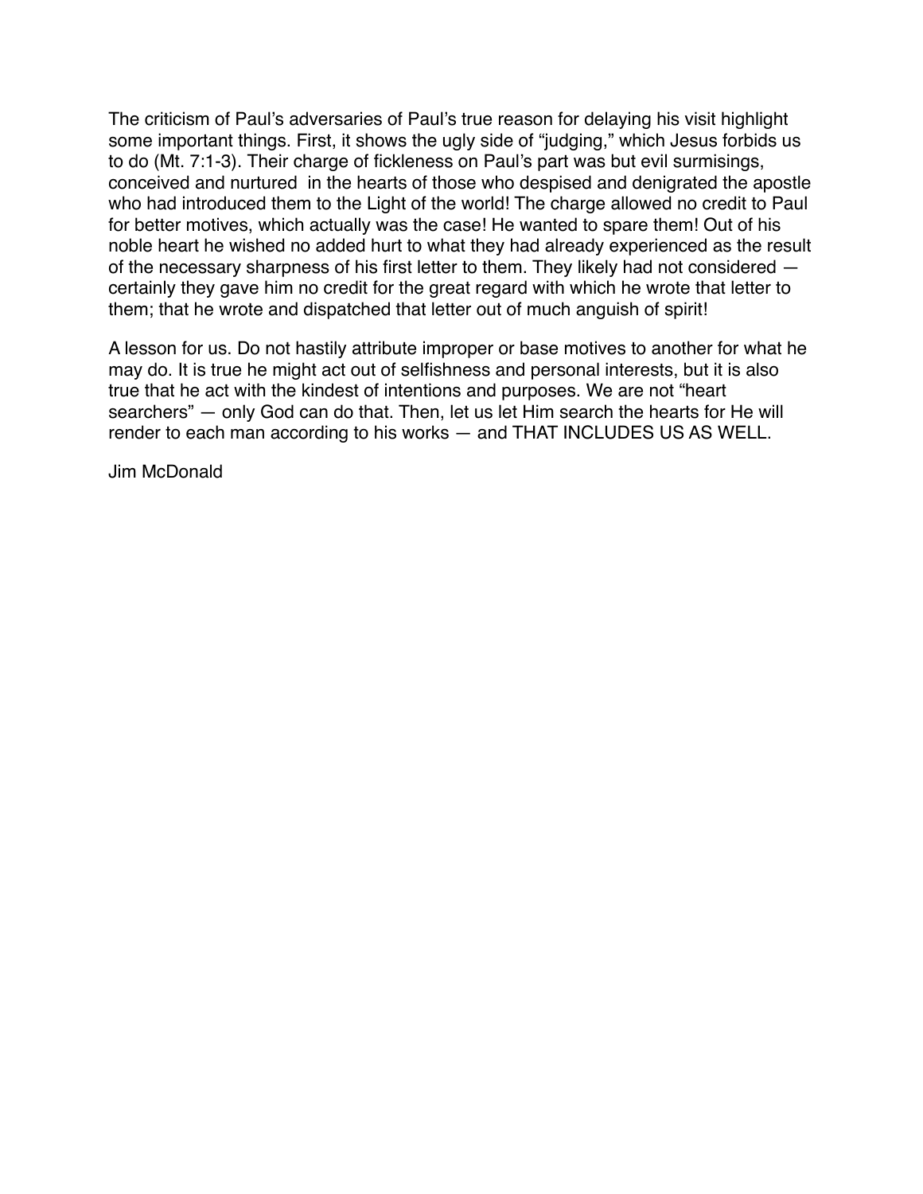The criticism of Paul's adversaries of Paul's true reason for delaying his visit highlight some important things. First, it shows the ugly side of "judging," which Jesus forbids us to do (Mt. 7:1-3). Their charge of fickleness on Paul's part was but evil surmisings, conceived and nurtured in the hearts of those who despised and denigrated the apostle who had introduced them to the Light of the world! The charge allowed no credit to Paul for better motives, which actually was the case! He wanted to spare them! Out of his noble heart he wished no added hurt to what they had already experienced as the result of the necessary sharpness of his first letter to them. They likely had not considered — certainly they gave him no credit for the great regard with which he wrote that letter to them; that he wrote and dispatched that letter out of much anguish of spirit!

A lesson for us. Do not hastily attribute improper or base motives to another for what he may do. It is true he might act out of selfishness and personal interests, but it is also true that he act with the kindest of intentions and purposes. We are not "heart searchers" — only God can do that. Then, let us let Him search the hearts for He will render to each man according to his works — and THAT INCLUDES US AS WELL.

Jim McDonald